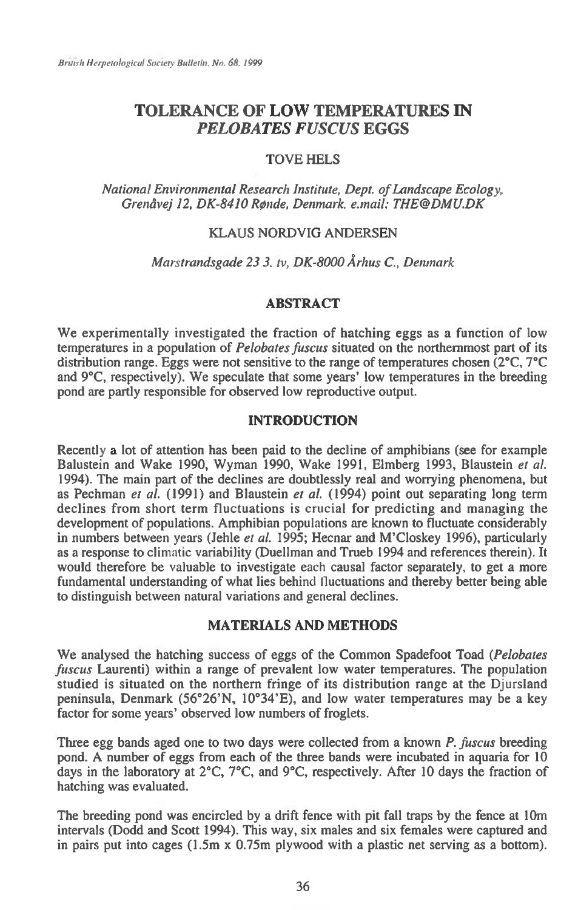# TOLERANCE OF LOW TEMPERATURES IN *PELOBATES FUSCUS* EGGS

TOVE HELS

*National Environmental Research Institute, Dept. of Landscape Ecology, Grenåvej 12, DK-8410 Rønde, Denmark. e.mail: THE@DMU.DK*

KLAUS NORDVIG ANDERSEN

*Marstrandsgade 23 3. tv, DK-8000 Århus C., Denmark*

## ABSTRACT

We experimentally investigated the fraction of hatching eggs as a function of low temperatures in a population of *Pelobates fuscus* situated on the northernmost part of its distribution range. Eggs were not sensitive to the range of temperatures chosen (2°C, 7°C and 9°C, respectively). We speculate that some years' low temperatures in the breeding pond are partly responsible for observed low reproductive output.

## INTRODUCTION

Recently a lot of attention has been paid to the decline of amphibians (see for example Balustein and Wake 1990, Wyman 1990, Wake 1991, Elmberg 1993, Blaustein *et al.* 1994). The main part of the declines are doubtlessly real and worrying phenomena, but as Pechman *et al.* (1991) and Blaustein *et al.* (1994) point out separating long term declines from short term fluctuations is crucial for predicting and managing the development of populations. Amphibian populations are known to fluctuate considerably in numbers between years (Jehle *et al.* 1995; Hecnar and M'Closkey 1996), particularly as a response to climatic variability (Duellman and Trueb 1994 and references therein). It would therefore be valuable to investigate each causal factor separately, to get a more fundamental understanding of what lies behind fluctuations and thereby better being able to distinguish between natural variations and general declines.

## MATERIALS AND METHODS

We analysed the hatching success of eggs of the Common Spadefoot Toad (*Pelobates fuscus* Laurenti) within a range of prevalent low water temperatures. The population studied is situated on the northern fringe of its distribution range at the Djursland peninsula, Denmark (56°26'N, 10°34'E), and low water temperatures may be a key factor for some years' observed low numbers of froglets.

Three egg bands aged one to two days were collected from a known *P. fuscus* breeding pond. A number of eggs from each of the three bands were incubated in aquaria for 10 days in the laboratory at 2°C, 7°C, and 9°C, respectively. After 10 days the fraction of hatching was evaluated.

The breeding pond was encircled by a drift fence with pit fall traps by the fence at 10m intervals (Dodd and Scott 1994). This way, six males and six females were captured and in pairs put into cages (1.5m x 0.75m plywood with a plastic net serving as a bottom).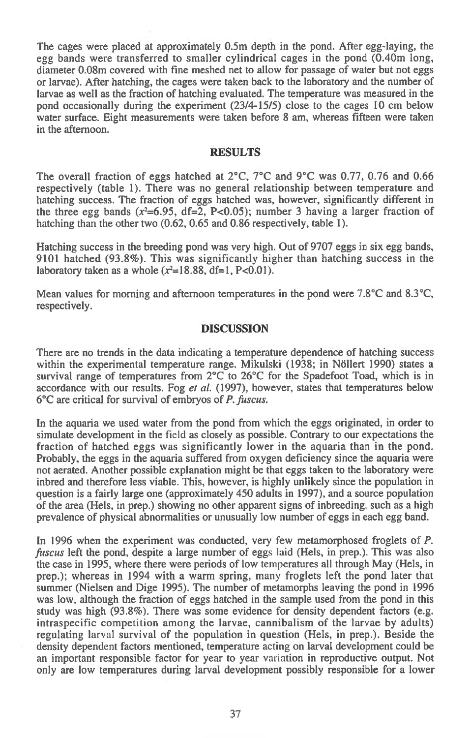The cages were placed at approximately 0.5m depth in the pond. After egg-laying, the egg bands were transferred to smaller cylindrical cages in the pond (0.40m long, diameter 0.08m covered with fine meshed net to allow for passage of water but not eggs or larvae). After hatching, the cages were taken back to the laboratory and the number of larvae as well as the fraction of hatching evaluated. The temperature was measured in the pond occasionally during the experiment (23/4-15/5) close to the cages 10 cm below water surface. Eight measurements were taken before 8 am, whereas fifteen were taken in the afternoon.

## RESULTS

The overall fraction of eggs hatched at 2°C, 7°C and 9°C was 0.77, 0.76 and 0.66 respectively (table 1). There was no general relationship between temperature and hatching success. The fraction of eggs hatched was, however, significantly different in the three egg bands ($x^2$=6.95, df=2, P<0.05); number 3 having a larger fraction of hatching than the other two (0.62, 0.65 and 0.86 respectively, table 1).

Hatching success in the breeding pond was very high. Out of 9707 eggs in six egg bands, 9101 hatched (93.8%). This was significantly higher than hatching success in the laboratory taken as a whole ($x^2$=18.88, df=1, P<0.01).

Mean values for morning and afternoon temperatures in the pond were 7.8°C and 8.3°C, respectively.

## DISCUSSION

There are no trends in the data indicating a temperature dependence of hatching success within the experimental temperature range. Mikulski (1938; in Nöllert 1990) states a survival range of temperatures from 2°C to 26°C for the Spadefoot Toad, which is in accordance with our results. Fog *et al.* (1997), however, states that temperatures below 6°C are critical for survival of embryos of *P. fuscus*.

In the aquaria we used water from the pond from which the eggs originated, in order to simulate development in the field as closely as possible. Contrary to our expectations the fraction of hatched eggs was significantly lower in the aquaria than in the pond. Probably, the eggs in the aquaria suffered from oxygen deficiency since the aquaria were not aerated. Another possible explanation might be that eggs taken to the laboratory were inbred and therefore less viable. This, however, is highly unlikely since the population in question is a fairly large one (approximately 450 adults in 1997), and a source population of the area (Hels, in prep.) showing no other apparent signs of inbreeding, such as a high prevalence of physical abnormalities or unusually low number of eggs in each egg band.

In 1996 when the experiment was conducted, very few metamorphosed froglets of *P. fuscus* left the pond, despite a large number of eggs laid (Hels, in prep.). This was also the case in 1995, where there were periods of low temperatures all through May (Hels, in prep.); whereas in 1994 with a warm spring, many froglets left the pond later that summer (Nielsen and Dige 1995). The number of metamorphs leaving the pond in 1996 was low, although the fraction of eggs hatched in the sample used from the pond in this study was high (93.8%). There was some evidence for density dependent factors (e.g. intraspecific competition among the larvae, cannibalism of the larvae by adults) regulating larval survival of the population in question (Hels, in prep.). Beside the density dependent factors mentioned, temperature acting on larval development could be an important responsible factor for year to year variation in reproductive output. Not only are low temperatures during larval development possibly responsible for a lower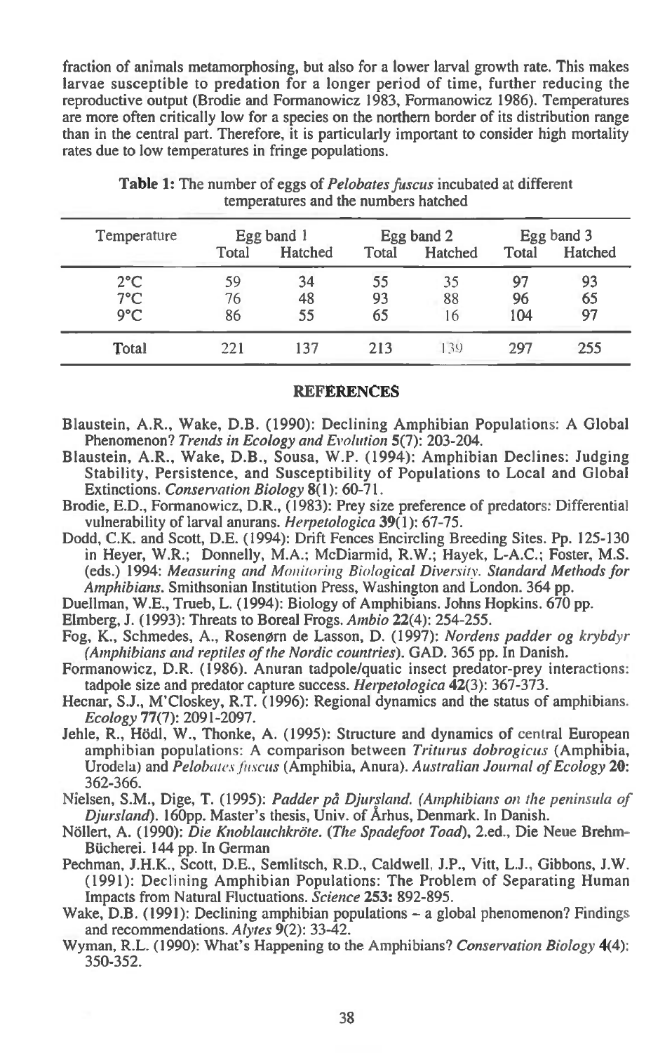fraction of animals metamorphosing, but also for a lower larval growth rate. This makes larvae susceptible to predation for a longer period of time, further reducing the reproductive output (Brodie and Formanowicz 1983, Formanowicz 1986). Temperatures are more often critically low for a species on the northern border of its distribution range than in the central part. Therefore, it is particularly important to consider high mortality rates due to low temperatures in fringe populations.

**Table 1:** The number of eggs of *Pelobates fuscus* incubated at different temperatures and the numbers hatched

| Temperature | Egg band 1 | | Egg band 2 | | Egg band 3 | |
|---|---|---|---|---|---|---|
| | Total | Hatched | Total | Hatched | Total | Hatched |
| 2°C | 59 | 34 | 55 | 35 | 97 | 93 |
| 7°C | 76 | 48 | 93 | 88 | 96 | 65 |
| 9°C | 86 | 55 | 65 | 16 | 104 | 97 |
| Total | 221 | 137 | 213 | 139 | 297 | 255 |

## REFERENCES

Blaustein, A.R., Wake, D.B. (1990): Declining Amphibian Populations: A Global Phenomenon? *Trends in Ecology and Evolution* **5**(7): 203-204.

Blaustein, A.R., Wake, D.B., Sousa, W.P. (1994): Amphibian Declines: Judging Stability, Persistence, and Susceptibility of Populations to Local and Global Extinctions. *Conservation Biology* **8**(1): 60-71.

Brodie, E.D., Formanowicz, D.R., (1983): Prey size preference of predators: Differential vulnerability of larval anurans. *Herpetologica* **39**(1): 67-75.

Dodd, C.K. and Scott, D.E. (1994): Drift Fences Encircling Breeding Sites. Pp. 125-130 in Heyer, W.R.; Donnelly, M.A.; McDiarmid, R.W.; Hayek, L-A.C.; Foster, M.S. (eds.) 1994: *Measuring and Monitoring Biological Diversity. Standard Methods for Amphibians*. Smithsonian Institution Press, Washington and London. 364 pp.

Duellman, W.E., Trueb, L. (1994): Biology of Amphibians. Johns Hopkins. 670 pp.

Elmberg, J. (1993): Threats to Boreal Frogs. *Ambio* **22**(4): 254-255.

Fog, K., Schmedes, A., Rosenørn de Lasson, D. (1997): *Nordens padder og krybdyr (Amphibians and reptiles of the Nordic countries)*. GAD. 365 pp. In Danish.

Formanowicz, D.R. (1986). Anuran tadpole/quatic insect predator-prey interactions: tadpole size and predator capture success. *Herpetologica* **42**(3): 367-373.

Hecnar, S.J., M'Closkey, R.T. (1996): Regional dynamics and the status of amphibians. *Ecology* **77**(7): 2091-2097.

Jehle, R., Hödl, W., Thonke, A. (1995): Structure and dynamics of central European amphibian populations: A comparison between *Triturus dobrogicus* (Amphibia, Urodela) and *Pelobates fuscus* (Amphibia, Anura). *Australian Journal of Ecology* **20**: 362-366.

Nielsen, S.M., Dige, T. (1995): *Padder på Djursland. (Amphibians on the peninsula of Djursland)*. 160pp. Master's thesis, Univ. of Århus, Denmark. In Danish.

Nöllert, A. (1990): *Die Knoblauchkröte. (The Spadefoot Toad)*, 2.ed., Die Neue Brehm-Bücherei. 144 pp. In German

Pechman, J.H.K., Scott, D.E., Semlitsch, R.D., Caldwell, J.P., Vitt, L.J., Gibbons, J.W. (1991): Declining Amphibian Populations: The Problem of Separating Human Impacts from Natural Fluctuations. *Science* **253**: 892-895.

Wake, D.B. (1991): Declining amphibian populations – a global phenomenon? Findings and recommendations. *Alytes* **9**(2): 33-42.

Wyman, R.L. (1990): What's Happening to the Amphibians? *Conservation Biology* **4**(4): 350-352.